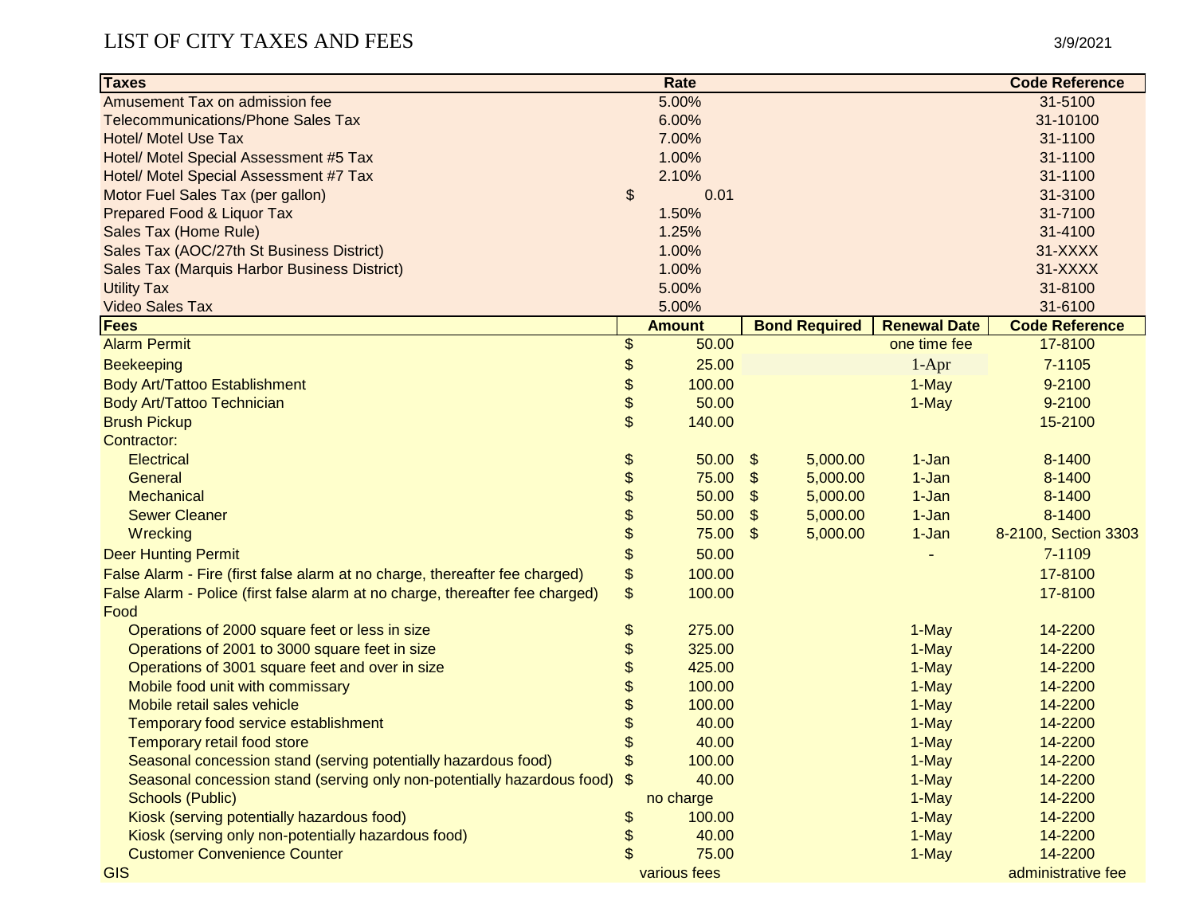# LIST OF CITY TAXES AND FEES

3/9/2021

| Taxes | Rate | Code Reference |
|---|---|---|
| Amusement Tax on admission fee | 5.00% | 31-5100 |
| Telecommunications/Phone Sales Tax | 6.00% | 31-10100 |
| Hotel/ Motel Use Tax | 7.00% | 31-1100 |
| Hotel/ Motel Special Assessment #5 Tax | 1.00% | 31-1100 |
| Hotel/ Motel Special Assessment #7 Tax | 2.10% | 31-1100 |
| Motor Fuel Sales Tax (per gallon) | $ 0.01 | 31-3100 |
| Prepared Food & Liquor Tax | 1.50% | 31-7100 |
| Sales Tax (Home Rule) | 1.25% | 31-4100 |
| Sales Tax (AOC/27th St Business District) | 1.00% | 31-XXXX |
| Sales Tax (Marquis Harbor Business District) | 1.00% | 31-XXXX |
| Utility Tax | 5.00% | 31-8100 |
| Video Sales Tax | 5.00% | 31-6100 |

| Fees | Amount | Bond Required | Renewal Date | Code Reference |
|---|---|---|---|---|
| Alarm Permit | $ 50.00 | | one time fee | 17-8100 |
| Beekeeping | $ 25.00 | | 1-Apr | 7-1105 |
| Body Art/Tattoo Establishment | $ 100.00 | | 1-May | 9-2100 |
| Body Art/Tattoo Technician | $ 50.00 | | 1-May | 9-2100 |
| Brush Pickup | $ 140.00 | | | 15-2100 |
| Contractor: | | | | |
| Electrical | $ 50.00 | $ 5,000.00 | 1-Jan | 8-1400 |
| General | $ 75.00 | $ 5,000.00 | 1-Jan | 8-1400 |
| Mechanical | $ 50.00 | $ 5,000.00 | 1-Jan | 8-1400 |
| Sewer Cleaner | $ 50.00 | $ 5,000.00 | 1-Jan | 8-1400 |
| Wrecking | $ 75.00 | $ 5,000.00 | 1-Jan | 8-2100, Section 3303 |
| Deer Hunting Permit | $ 50.00 | | - | 7-1109 |
| False Alarm - Fire (first false alarm at no charge, thereafter fee charged) | $ 100.00 | | | 17-8100 |
| False Alarm - Police (first false alarm at no charge, thereafter fee charged) | $ 100.00 | | | 17-8100 |
| Food | | | | |
| Operations of 2000 square feet or less in size | $ 275.00 | | 1-May | 14-2200 |
| Operations of 2001 to 3000 square feet in size | $ 325.00 | | 1-May | 14-2200 |
| Operations of 3001 square feet and over in size | $ 425.00 | | 1-May | 14-2200 |
| Mobile food unit with commissary | $ 100.00 | | 1-May | 14-2200 |
| Mobile retail sales vehicle | $ 100.00 | | 1-May | 14-2200 |
| Temporary food service establishment | $ 40.00 | | 1-May | 14-2200 |
| Temporary retail food store | $ 40.00 | | 1-May | 14-2200 |
| Seasonal concession stand (serving potentially hazardous food) | $ 100.00 | | 1-May | 14-2200 |
| Seasonal concession stand (serving only non-potentially hazardous food) | $ 40.00 | | 1-May | 14-2200 |
| Schools (Public) | no charge | | 1-May | 14-2200 |
| Kiosk (serving potentially hazardous food) | $ 100.00 | | 1-May | 14-2200 |
| Kiosk (serving only non-potentially hazardous food) | $ 40.00 | | 1-May | 14-2200 |
| Customer Convenience Counter | $ 75.00 | | 1-May | 14-2200 |
| GIS | various fees | | | administrative fee |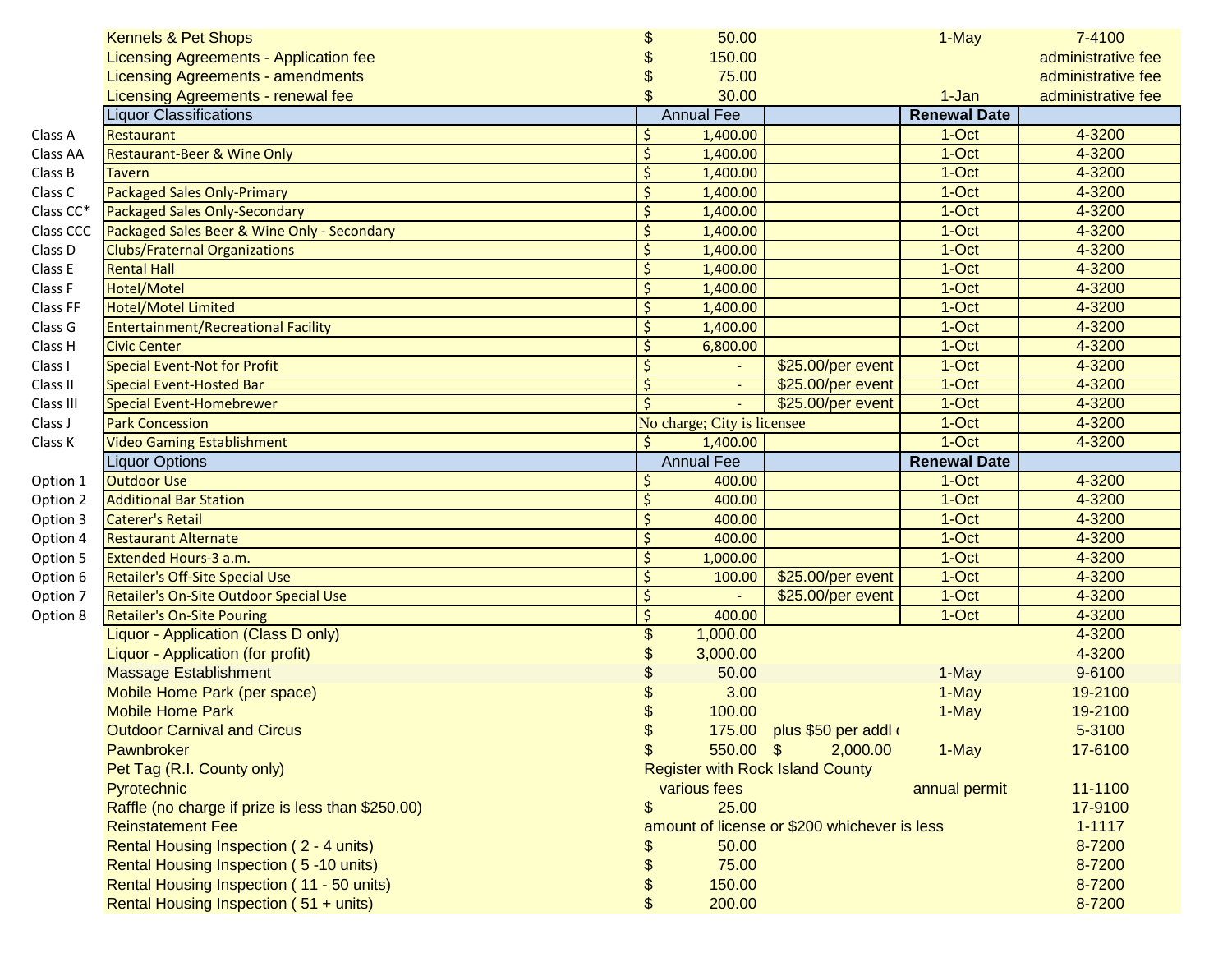| | | | | | |
|---|---|---|---|---|---|
| | Kennels & Pet Shops | $ 50.00 | | 1-May | 7-4100 |
| | Licensing Agreements - Application fee | $ 150.00 | | | administrative fee |
| | Licensing Agreements - amendments | $ 75.00 | | | administrative fee |
| | Licensing Agreements - renewal fee | $ 30.00 | | 1-Jan | administrative fee |
| | Liquor Classifications | Annual Fee | | **Renewal Date** | |
| Class A | Restaurant | $ 1,400.00 | | 1-Oct | 4-3200 |
| Class AA | Restaurant-Beer & Wine Only | $ 1,400.00 | | 1-Oct | 4-3200 |
| Class B | Tavern | $ 1,400.00 | | 1-Oct | 4-3200 |
| Class C | Packaged Sales Only-Primary | $ 1,400.00 | | 1-Oct | 4-3200 |
| Class CC* | Packaged Sales Only-Secondary | $ 1,400.00 | | 1-Oct | 4-3200 |
| Class CCC | Packaged Sales Beer & Wine Only - Secondary | $ 1,400.00 | | 1-Oct | 4-3200 |
| Class D | Clubs/Fraternal Organizations | $ 1,400.00 | | 1-Oct | 4-3200 |
| Class E | Rental Hall | $ 1,400.00 | | 1-Oct | 4-3200 |
| Class F | Hotel/Motel | $ 1,400.00 | | 1-Oct | 4-3200 |
| Class FF | Hotel/Motel Limited | $ 1,400.00 | | 1-Oct | 4-3200 |
| Class G | Entertainment/Recreational Facility | $ 1,400.00 | | 1-Oct | 4-3200 |
| Class H | Civic Center | $ 6,800.00 | | 1-Oct | 4-3200 |
| Class I | Special Event-Not for Profit | $ - | $25.00/per event | 1-Oct | 4-3200 |
| Class II | Special Event-Hosted Bar | $ - | $25.00/per event | 1-Oct | 4-3200 |
| Class III | Special Event-Homebrewer | $ - | $25.00/per event | 1-Oct | 4-3200 |
| Class J | Park Concession | No charge; City is licensee | | 1-Oct | 4-3200 |
| Class K | Video Gaming Establishment | $ 1,400.00 | | 1-Oct | 4-3200 |
| | Liquor Options | Annual Fee | | **Renewal Date** | |
| Option 1 | Outdoor Use | $ 400.00 | | 1-Oct | 4-3200 |
| Option 2 | Additional Bar Station | $ 400.00 | | 1-Oct | 4-3200 |
| Option 3 | Caterer's Retail | $ 400.00 | | 1-Oct | 4-3200 |
| Option 4 | Restaurant Alternate | $ 400.00 | | 1-Oct | 4-3200 |
| Option 5 | Extended Hours-3 a.m. | $ 1,000.00 | | 1-Oct | 4-3200 |
| Option 6 | Retailer's Off-Site Special Use | $ 100.00 | $25.00/per event | 1-Oct | 4-3200 |
| Option 7 | Retailer's On-Site Outdoor Special Use | $ - | $25.00/per event | 1-Oct | 4-3200 |
| Option 8 | Retailer's On-Site Pouring | $ 400.00 | | 1-Oct | 4-3200 |
| | Liquor - Application (Class D only) | $ 1,000.00 | | | 4-3200 |
| | Liquor - Application (for profit) | $ 3,000.00 | | | 4-3200 |
| | Massage Establishment | $ 50.00 | | 1-May | 9-6100 |
| | Mobile Home Park (per space) | $ 3.00 | | 1-May | 19-2100 |
| | Mobile Home Park | $ 100.00 | | 1-May | 19-2100 |
| | Outdoor Carnival and Circus | $ 175.00 | plus $50 per addl ( | | 5-3100 |
| | Pawnbroker | $ 550.00 | $ 2,000.00 | 1-May | 17-6100 |
| | Pet Tag (R.I. County only) | Register with Rock Island County | | | |
| | Pyrotechnic | various fees | | annual permit | 11-1100 |
| | Raffle (no charge if prize is less than $250.00) | $ 25.00 | | | 17-9100 |
| | Reinstatement Fee | amount of license or $200 whichever is less | | | 1-1117 |
| | Rental Housing Inspection ( 2 - 4 units) | $ 50.00 | | | 8-7200 |
| | Rental Housing Inspection ( 5 -10 units) | $ 75.00 | | | 8-7200 |
| | Rental Housing Inspection ( 11 - 50 units) | $ 150.00 | | | 8-7200 |
| | Rental Housing Inspection ( 51 + units) | $ 200.00 | | | 8-7200 |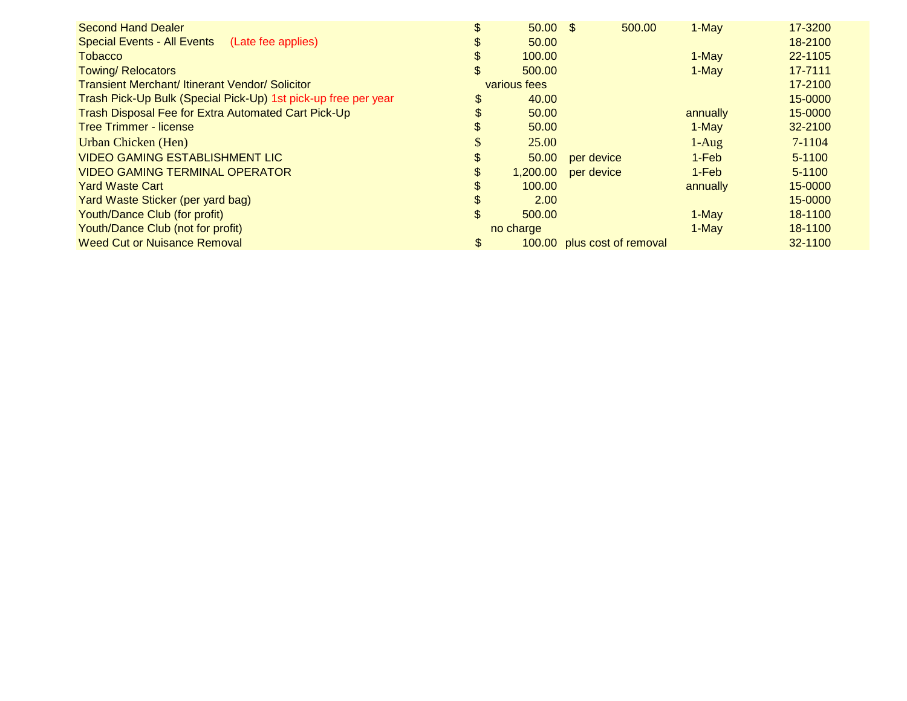| | | | | |
|---|---|---|---|---|
| Second Hand Dealer | $ 50.00 | $ 500.00 | 1-May | 17-3200 |
| Special Events - All Events (Late fee applies) | $ 50.00 | | | 18-2100 |
| Tobacco | $ 100.00 | | 1-May | 22-1105 |
| Towing/ Relocators | $ 500.00 | | 1-May | 17-7111 |
| Transient Merchant/ Itinerant Vendor/ Solicitor | various fees | | | 17-2100 |
| Trash Pick-Up Bulk (Special Pick-Up) 1st pick-up free per year | $ 40.00 | | | 15-0000 |
| Trash Disposal Fee for Extra Automated Cart Pick-Up | $ 50.00 | | annually | 15-0000 |
| Tree Trimmer - license | $ 50.00 | | 1-May | 32-2100 |
| Urban Chicken (Hen) | $ 25.00 | | 1-Aug | 7-1104 |
| VIDEO GAMING ESTABLISHMENT LIC | $ 50.00 | per device | 1-Feb | 5-1100 |
| VIDEO GAMING TERMINAL OPERATOR | $ 1,200.00 | per device | 1-Feb | 5-1100 |
| Yard Waste Cart | $ 100.00 | | annually | 15-0000 |
| Yard Waste Sticker (per yard bag) | $ 2.00 | | | 15-0000 |
| Youth/Dance Club (for profit) | $ 500.00 | | 1-May | 18-1100 |
| Youth/Dance Club (not for profit) | no charge | | 1-May | 18-1100 |
| Weed Cut or Nuisance Removal | $ 100.00 | plus cost of removal | | 32-1100 |